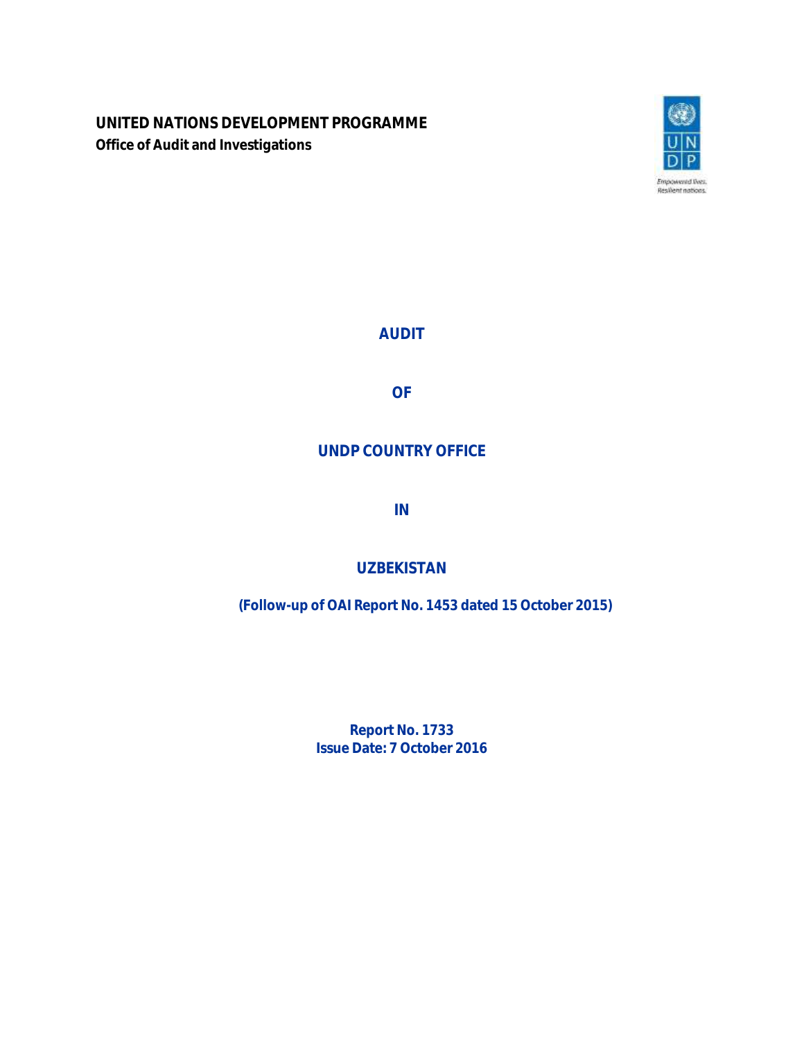**UNITED NATIONS DEVELOPMENT PROGRAMME**

**Office of Audit and Investigations**

# AUDIT

# OF

# UNDP COUNTRY OFFICE

# IN

# UZBEKISTAN

**(Follow-up of OAI Report No. 1453 dated 15 October 2015)**

**Report No. 1733**
**Issue Date: 7 October 2016**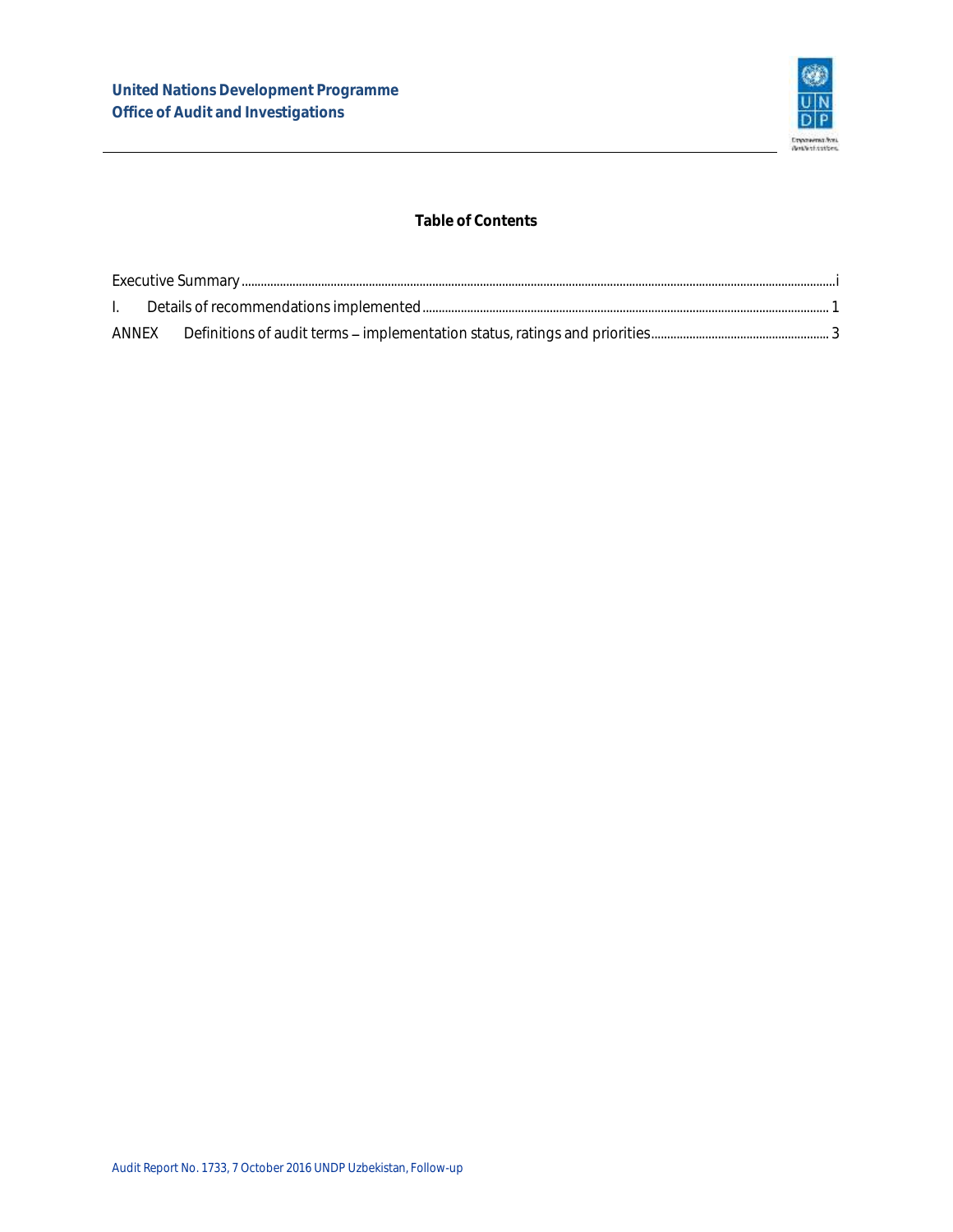## Table of Contents

Executive Summary ....... i

I. Details of recommendations implemented ....... 1

ANNEX Definitions of audit terms – implementation status, ratings and priorities ....... 3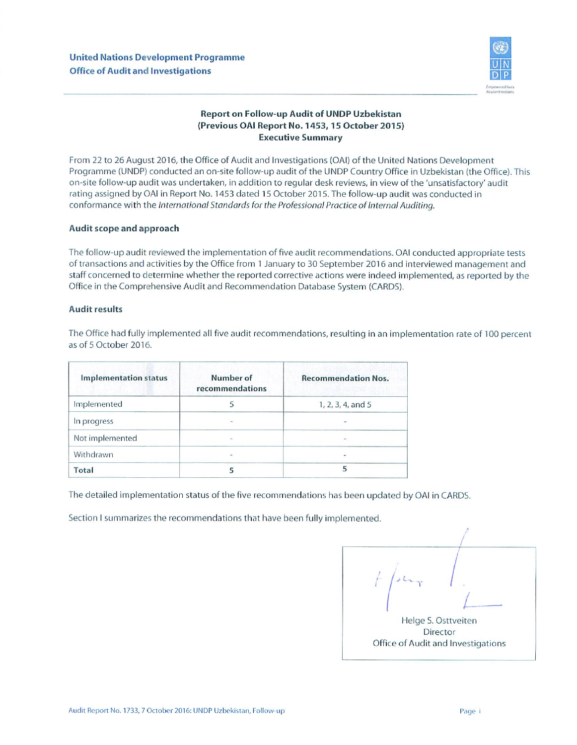United Nations Development Programme
Office of Audit and Investigations

# Report on Follow-up Audit of UNDP Uzbekistan (Previous OAI Report No. 1453, 15 October 2015) Executive Summary

From 22 to 26 August 2016, the Office of Audit and Investigations (OAI) of the United Nations Development Programme (UNDP) conducted an on-site follow-up audit of the UNDP Country Office in Uzbekistan (the Office). This on-site follow-up audit was undertaken, in addition to regular desk reviews, in view of the 'unsatisfactory' audit rating assigned by OAI in Report No. 1453 dated 15 October 2015. The follow-up audit was conducted in conformance with the *International Standards for the Professional Practice of Internal Auditing*.

## Audit scope and approach

The follow-up audit reviewed the implementation of five audit recommendations. OAI conducted appropriate tests of transactions and activities by the Office from 1 January to 30 September 2016 and interviewed management and staff concerned to determine whether the reported corrective actions were indeed implemented, as reported by the Office in the Comprehensive Audit and Recommendation Database System (CARDS).

## Audit results

The Office had fully implemented all five audit recommendations, resulting in an implementation rate of 100 percent as of 5 October 2016.

| Implementation status | Number of recommendations | Recommendation Nos. |
|---|---|---|
| Implemented | 5 | 1, 2, 3, 4, and 5 |
| In progress | - | - |
| Not implemented | - | - |
| Withdrawn | - | - |
| **Total** | **5** | **5** |

The detailed implementation status of the five recommendations has been updated by OAI in CARDS.

Section I summarizes the recommendations that have been fully implemented.

Helge S. Osttveiten
Director
Office of Audit and Investigations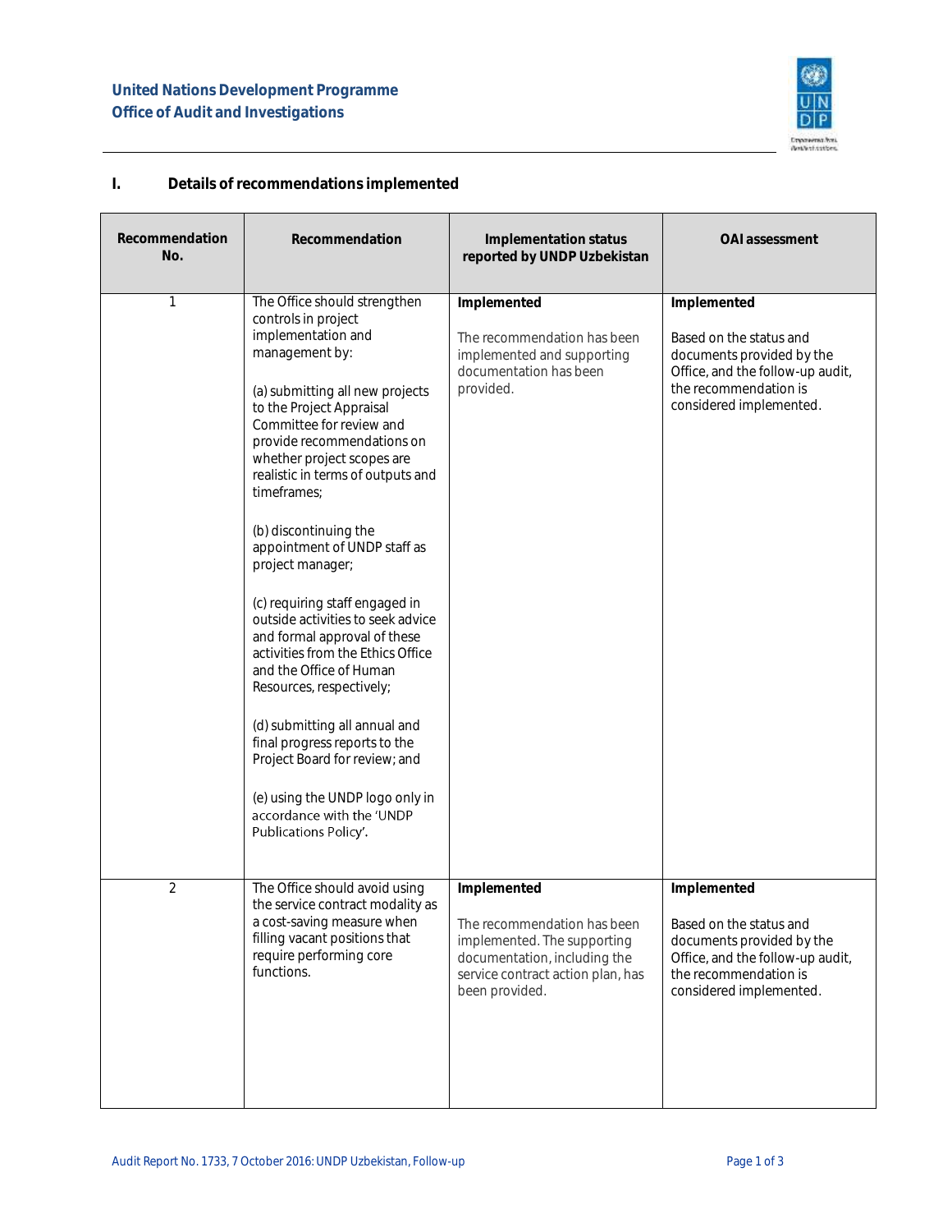## I. Details of recommendations implemented

| Recommendation No. | Recommendation | Implementation status reported by UNDP Uzbekistan | OAI assessment |
|---|---|---|---|
| 1 | The Office should strengthen controls in project implementation and management by:<br><br>(a) submitting all new projects to the Project Appraisal Committee for review and provide recommendations on whether project scopes are realistic in terms of outputs and timeframes;<br><br>(b) discontinuing the appointment of UNDP staff as project manager;<br><br>(c) requiring staff engaged in outside activities to seek advice and formal approval of these activities from the Ethics Office and the Office of Human Resources, respectively;<br><br>(d) submitting all annual and final progress reports to the Project Board for review; and<br><br>(e) using the UNDP logo only in accordance with the 'UNDP Publications Policy'. | **Implemented**<br><br>The recommendation has been implemented and supporting documentation has been provided. | **Implemented**<br><br>Based on the status and documents provided by the Office, and the follow-up audit, the recommendation is considered implemented. |
| 2 | The Office should avoid using the service contract modality as a cost-saving measure when filling vacant positions that require performing core functions. | **Implemented**<br><br>The recommendation has been implemented. The supporting documentation, including the service contract action plan, has been provided. | **Implemented**<br><br>Based on the status and documents provided by the Office, and the follow-up audit, the recommendation is considered implemented. |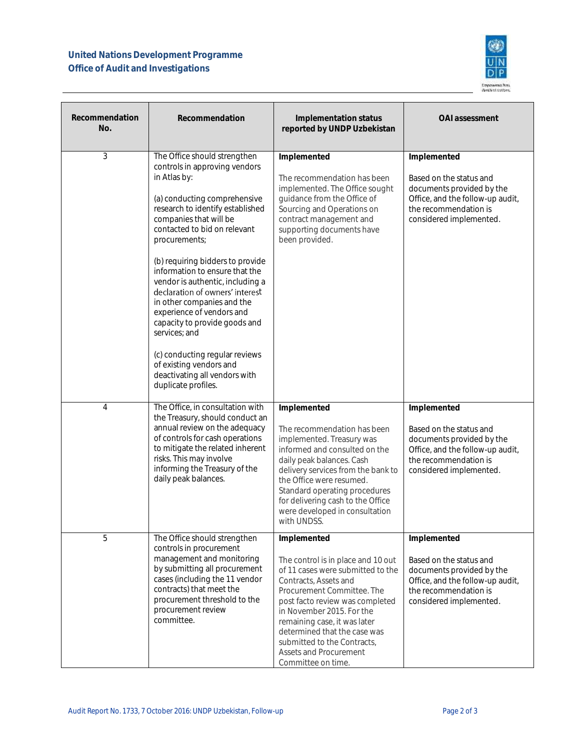| Recommendation No. | Recommendation | Implementation status reported by UNDP Uzbekistan | OAI assessment |
|---|---|---|---|
| 3 | The Office should strengthen controls in approving vendors in Atlas by:<br><br>(a) conducting comprehensive research to identify established companies that will be contacted to bid on relevant procurements;<br><br>(b) requiring bidders to provide information to ensure that the vendor is authentic, including a declaration of owners' interest in other companies and the experience of vendors and capacity to provide goods and services; and<br><br>(c) conducting regular reviews of existing vendors and deactivating all vendors with duplicate profiles. | **Implemented**<br><br>The recommendation has been implemented. The Office sought guidance from the Office of Sourcing and Operations on contract management and supporting documents have been provided. | **Implemented**<br><br>Based on the status and documents provided by the Office, and the follow-up audit, the recommendation is considered implemented. |
| 4 | The Office, in consultation with the Treasury, should conduct an annual review on the adequacy of controls for cash operations to mitigate the related inherent risks. This may involve informing the Treasury of the daily peak balances. | **Implemented**<br><br>The recommendation has been implemented. Treasury was informed and consulted on the daily peak balances. Cash delivery services from the bank to the Office were resumed. Standard operating procedures for delivering cash to the Office were developed in consultation with UNDSS. | **Implemented**<br><br>Based on the status and documents provided by the Office, and the follow-up audit, the recommendation is considered implemented. |
| 5 | The Office should strengthen controls in procurement management and monitoring by submitting all procurement cases (including the 11 vendor contracts) that meet the procurement threshold to the procurement review committee. | **Implemented**<br><br>The control is in place and 10 out of 11 cases were submitted to the Contracts, Assets and Procurement Committee. The post facto review was completed in November 2015. For the remaining case, it was later determined that the case was submitted to the Contracts, Assets and Procurement Committee on time. | **Implemented**<br><br>Based on the status and documents provided by the Office, and the follow-up audit, the recommendation is considered implemented. |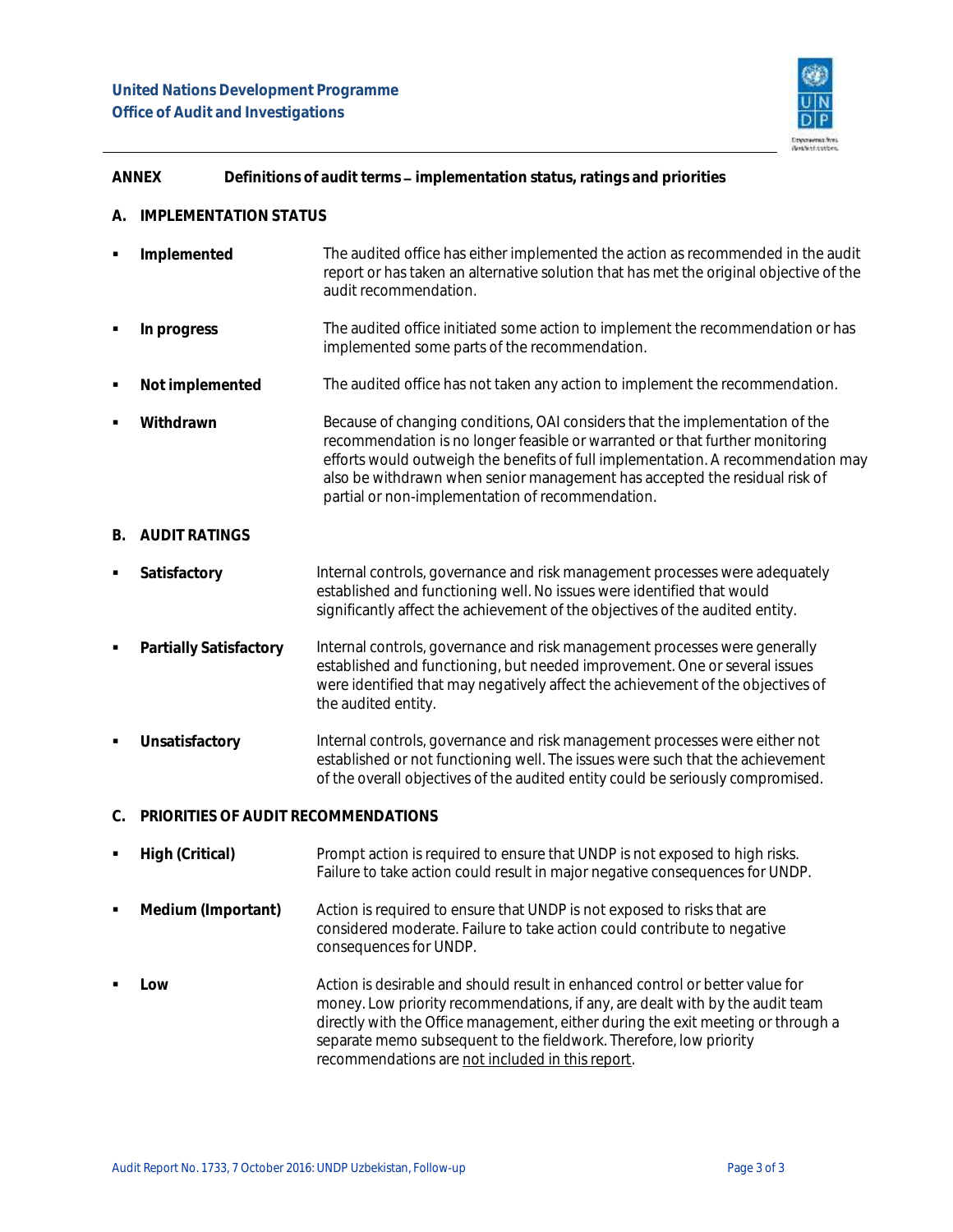**United Nations Development Programme**
**Office of Audit and Investigations**

## ANNEX Definitions of audit terms – implementation status, ratings and priorities

### A. IMPLEMENTATION STATUS

- **Implemented** — The audited office has either implemented the action as recommended in the audit report or has taken an alternative solution that has met the original objective of the audit recommendation.

- **In progress** — The audited office initiated some action to implement the recommendation or has implemented some parts of the recommendation.

- **Not implemented** — The audited office has not taken any action to implement the recommendation.

- **Withdrawn** — Because of changing conditions, OAI considers that the implementation of the recommendation is no longer feasible or warranted or that further monitoring efforts would outweigh the benefits of full implementation. A recommendation may also be withdrawn when senior management has accepted the residual risk of partial or non-implementation of recommendation.

### B. AUDIT RATINGS

- **Satisfactory** — Internal controls, governance and risk management processes were adequately established and functioning well. No issues were identified that would significantly affect the achievement of the objectives of the audited entity.

- **Partially Satisfactory** — Internal controls, governance and risk management processes were generally established and functioning, but needed improvement. One or several issues were identified that may negatively affect the achievement of the objectives of the audited entity.

- **Unsatisfactory** — Internal controls, governance and risk management processes were either not established or not functioning well. The issues were such that the achievement of the overall objectives of the audited entity could be seriously compromised.

### C. PRIORITIES OF AUDIT RECOMMENDATIONS

- **High (Critical)** — Prompt action is required to ensure that UNDP is not exposed to high risks. Failure to take action could result in major negative consequences for UNDP.

- **Medium (Important)** — Action is required to ensure that UNDP is not exposed to risks that are considered moderate. Failure to take action could contribute to negative consequences for UNDP.

- **Low** — Action is desirable and should result in enhanced control or better value for money. Low priority recommendations, if any, are dealt with by the audit team directly with the Office management, either during the exit meeting or through a separate memo subsequent to the fieldwork. Therefore, low priority recommendations are not included in this report.